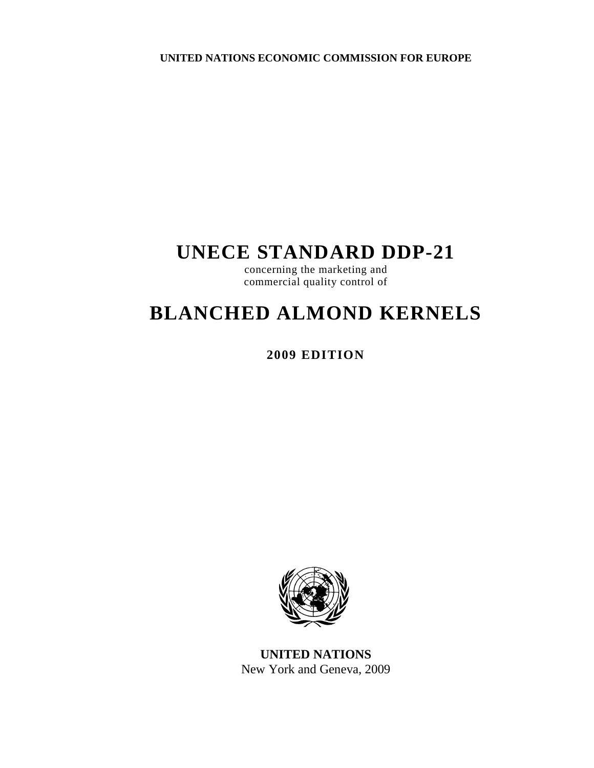**UNITED NATIONS ECONOMIC COMMISSION FOR EUROPE**

# UNECE STANDARD DDP-21

concerning the marketing and
commercial quality control of

# BLANCHED ALMOND KERNELS

**2009 EDITION**

**UNITED NATIONS**
New York and Geneva, 2009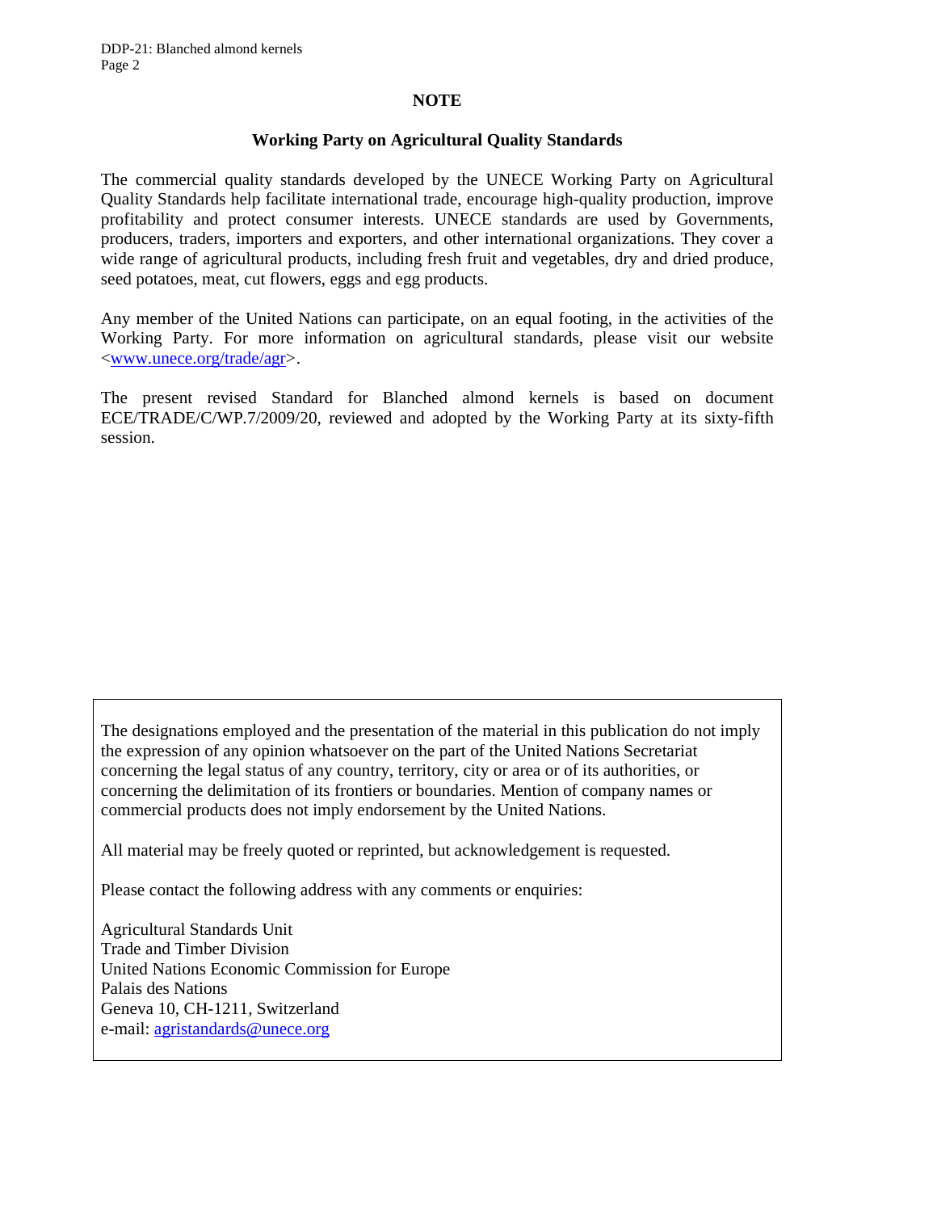# NOTE

## Working Party on Agricultural Quality Standards

The commercial quality standards developed by the UNECE Working Party on Agricultural Quality Standards help facilitate international trade, encourage high-quality production, improve profitability and protect consumer interests. UNECE standards are used by Governments, producers, traders, importers and exporters, and other international organizations. They cover a wide range of agricultural products, including fresh fruit and vegetables, dry and dried produce, seed potatoes, meat, cut flowers, eggs and egg products.

Any member of the United Nations can participate, on an equal footing, in the activities of the Working Party. For more information on agricultural standards, please visit our website <www.unece.org/trade/agr>.

The present revised Standard for Blanched almond kernels is based on document ECE/TRADE/C/WP.7/2009/20, reviewed and adopted by the Working Party at its sixty-fifth session.

---

The designations employed and the presentation of the material in this publication do not imply the expression of any opinion whatsoever on the part of the United Nations Secretariat concerning the legal status of any country, territory, city or area or of its authorities, or concerning the delimitation of its frontiers or boundaries. Mention of company names or commercial products does not imply endorsement by the United Nations.

All material may be freely quoted or reprinted, but acknowledgement is requested.

Please contact the following address with any comments or enquiries:

Agricultural Standards Unit
Trade and Timber Division
United Nations Economic Commission for Europe
Palais des Nations
Geneva 10, CH-1211, Switzerland
e-mail: agristandards@unece.org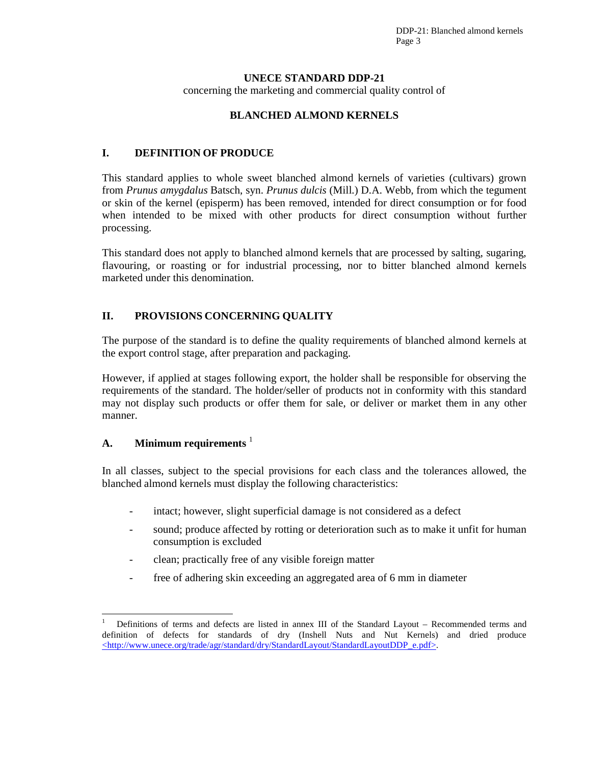# UNECE STANDARD DDP-21

concerning the marketing and commercial quality control of

## BLANCHED ALMOND KERNELS

## I. DEFINITION OF PRODUCE

This standard applies to whole sweet blanched almond kernels of varieties (cultivars) grown from *Prunus amygdalus* Batsch, syn. *Prunus dulcis* (Mill.) D.A. Webb, from which the tegument or skin of the kernel (episperm) has been removed, intended for direct consumption or for food when intended to be mixed with other products for direct consumption without further processing.

This standard does not apply to blanched almond kernels that are processed by salting, sugaring, flavouring, or roasting or for industrial processing, nor to bitter blanched almond kernels marketed under this denomination.

## II. PROVISIONS CONCERNING QUALITY

The purpose of the standard is to define the quality requirements of blanched almond kernels at the export control stage, after preparation and packaging.

However, if applied at stages following export, the holder shall be responsible for observing the requirements of the standard. The holder/seller of products not in conformity with this standard may not display such products or offer them for sale, or deliver or market them in any other manner.

### A. Minimum requirements [1]

In all classes, subject to the special provisions for each class and the tolerances allowed, the blanched almond kernels must display the following characteristics:

- intact; however, slight superficial damage is not considered as a defect
- sound; produce affected by rotting or deterioration such as to make it unfit for human consumption is excluded
- clean; practically free of any visible foreign matter
- free of adhering skin exceeding an aggregated area of 6 mm in diameter

---

[1] Definitions of terms and defects are listed in annex III of the Standard Layout – Recommended terms and definition of defects for standards of dry (Inshell Nuts and Nut Kernels) and dried produce <http://www.unece.org/trade/agr/standard/dry/StandardLayout/StandardLayoutDDP_e.pdf>.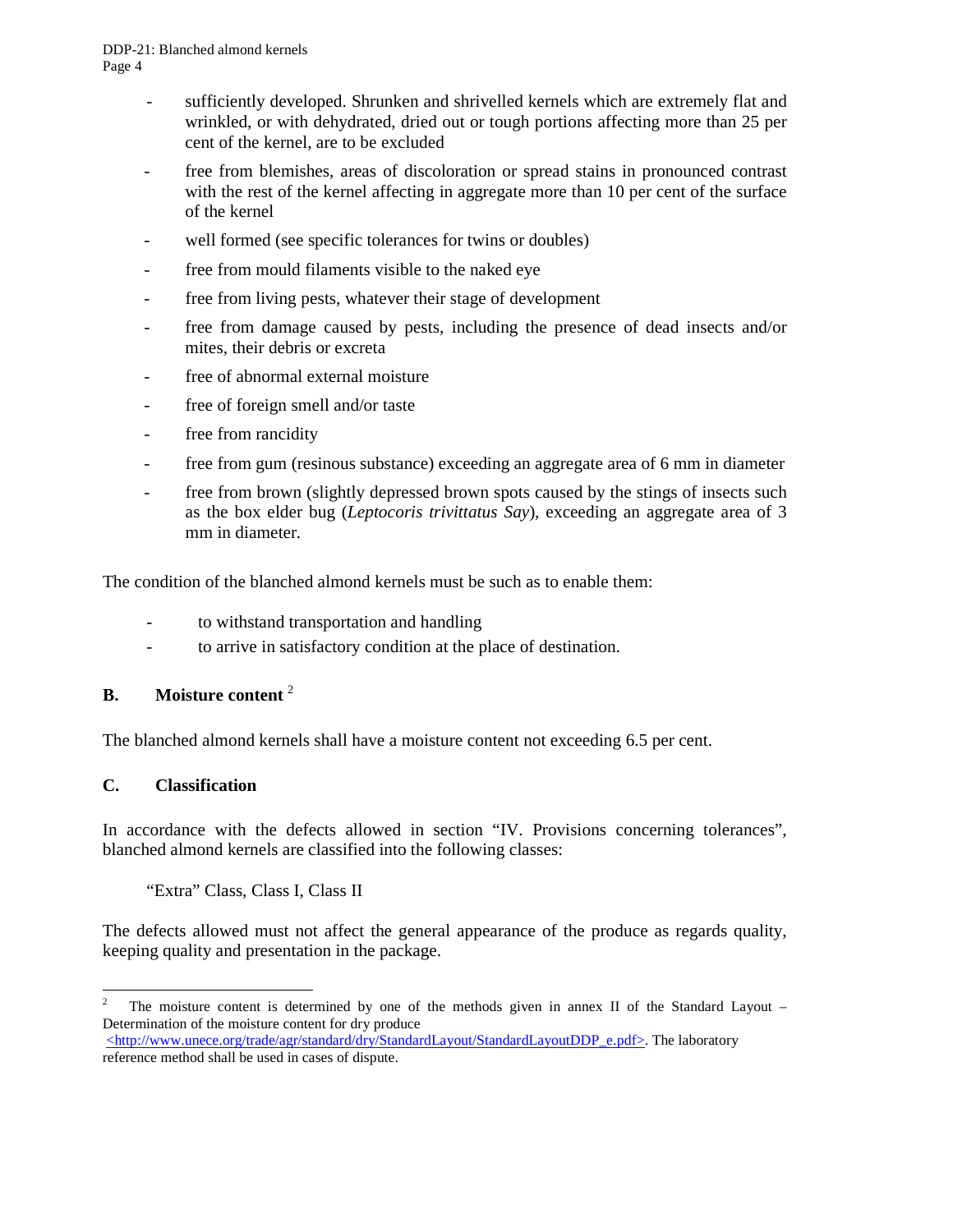- sufficiently developed. Shrunken and shrivelled kernels which are extremely flat and wrinkled, or with dehydrated, dried out or tough portions affecting more than 25 per cent of the kernel, are to be excluded
- free from blemishes, areas of discoloration or spread stains in pronounced contrast with the rest of the kernel affecting in aggregate more than 10 per cent of the surface of the kernel
- well formed (see specific tolerances for twins or doubles)
- free from mould filaments visible to the naked eye
- free from living pests, whatever their stage of development
- free from damage caused by pests, including the presence of dead insects and/or mites, their debris or excreta
- free of abnormal external moisture
- free of foreign smell and/or taste
- free from rancidity
- free from gum (resinous substance) exceeding an aggregate area of 6 mm in diameter
- free from brown (slightly depressed brown spots caused by the stings of insects such as the box elder bug (*Leptocoris trivittatus Say*), exceeding an aggregate area of 3 mm in diameter.

The condition of the blanched almond kernels must be such as to enable them:

- to withstand transportation and handling
- to arrive in satisfactory condition at the place of destination.

### B. Moisture content [2]

The blanched almond kernels shall have a moisture content not exceeding 6.5 per cent.

### C. Classification

In accordance with the defects allowed in section "IV. Provisions concerning tolerances", blanched almond kernels are classified into the following classes:

"Extra" Class, Class I, Class II

The defects allowed must not affect the general appearance of the produce as regards quality, keeping quality and presentation in the package.

---

[2] The moisture content is determined by one of the methods given in annex II of the Standard Layout – Determination of the moisture content for dry produce <http://www.unece.org/trade/agr/standard/dry/StandardLayout/StandardLayoutDDP_e.pdf>. The laboratory reference method shall be used in cases of dispute.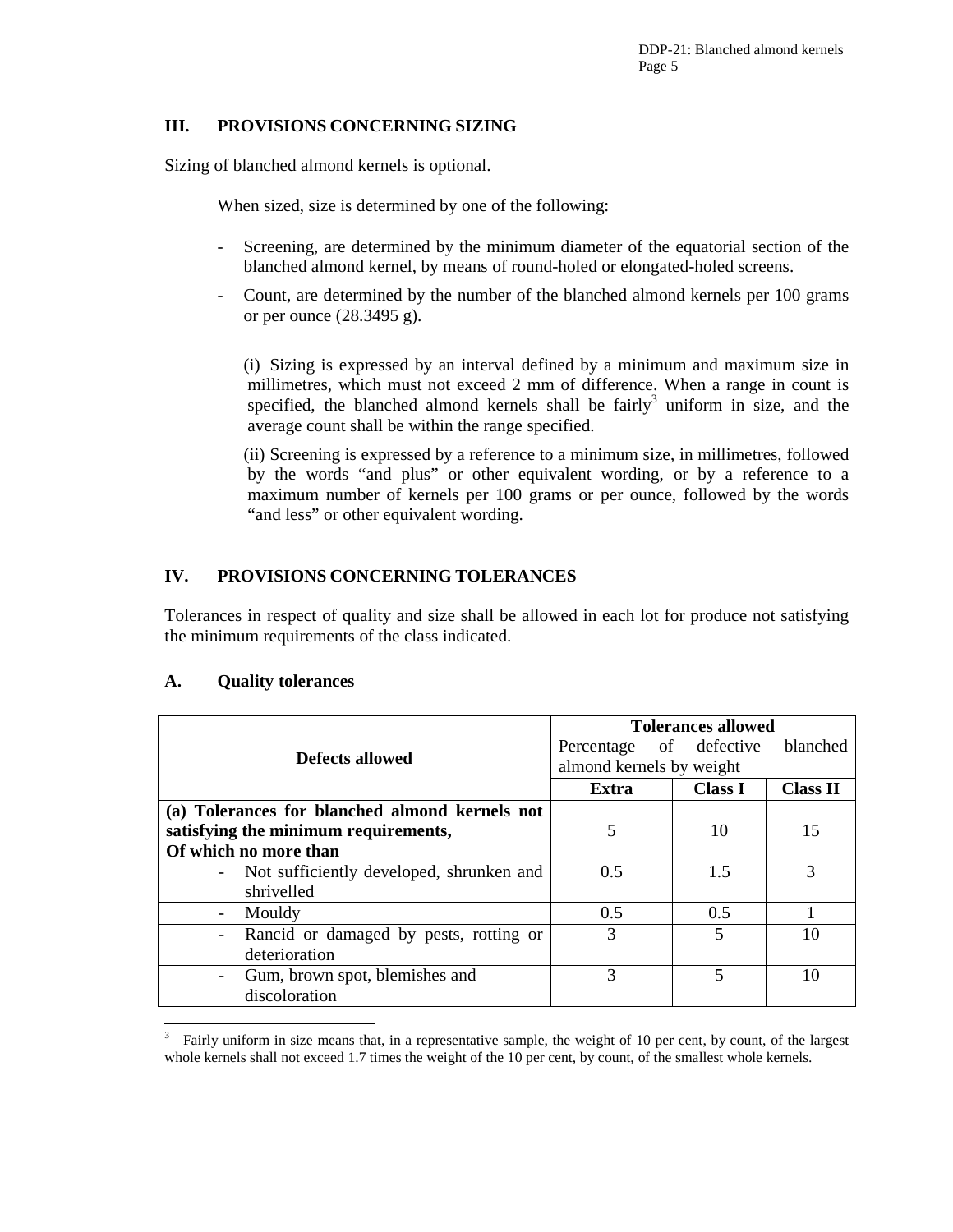## III. PROVISIONS CONCERNING SIZING

Sizing of blanched almond kernels is optional.

When sized, size is determined by one of the following:

- Screening, are determined by the minimum diameter of the equatorial section of the blanched almond kernel, by means of round-holed or elongated-holed screens.
- Count, are determined by the number of the blanched almond kernels per 100 grams or per ounce (28.3495 g).

(i) Sizing is expressed by an interval defined by a minimum and maximum size in millimetres, which must not exceed 2 mm of difference. When a range in count is specified, the blanched almond kernels shall be fairly[3] uniform in size, and the average count shall be within the range specified.

(ii) Screening is expressed by a reference to a minimum size, in millimetres, followed by the words "and plus" or other equivalent wording, or by a reference to a maximum number of kernels per 100 grams or per ounce, followed by the words "and less" or other equivalent wording.

## IV. PROVISIONS CONCERNING TOLERANCES

Tolerances in respect of quality and size shall be allowed in each lot for produce not satisfying the minimum requirements of the class indicated.

### A. Quality tolerances

| Defects allowed | Tolerances allowed Percentage of defective blanched almond kernels by weight | | |
|---|---|---|---|
| | **Extra** | **Class I** | **Class II** |
| **(a) Tolerances for blanched almond kernels not satisfying the minimum requirements, Of which no more than** | 5 | 10 | 15 |
| - Not sufficiently developed, shrunken and shrivelled | 0.5 | 1.5 | 3 |
| - Mouldy | 0.5 | 0.5 | 1 |
| - Rancid or damaged by pests, rotting or deterioration | 3 | 5 | 10 |
| - Gum, brown spot, blemishes and discoloration | 3 | 5 | 10 |

[3] Fairly uniform in size means that, in a representative sample, the weight of 10 per cent, by count, of the largest whole kernels shall not exceed 1.7 times the weight of the 10 per cent, by count, of the smallest whole kernels.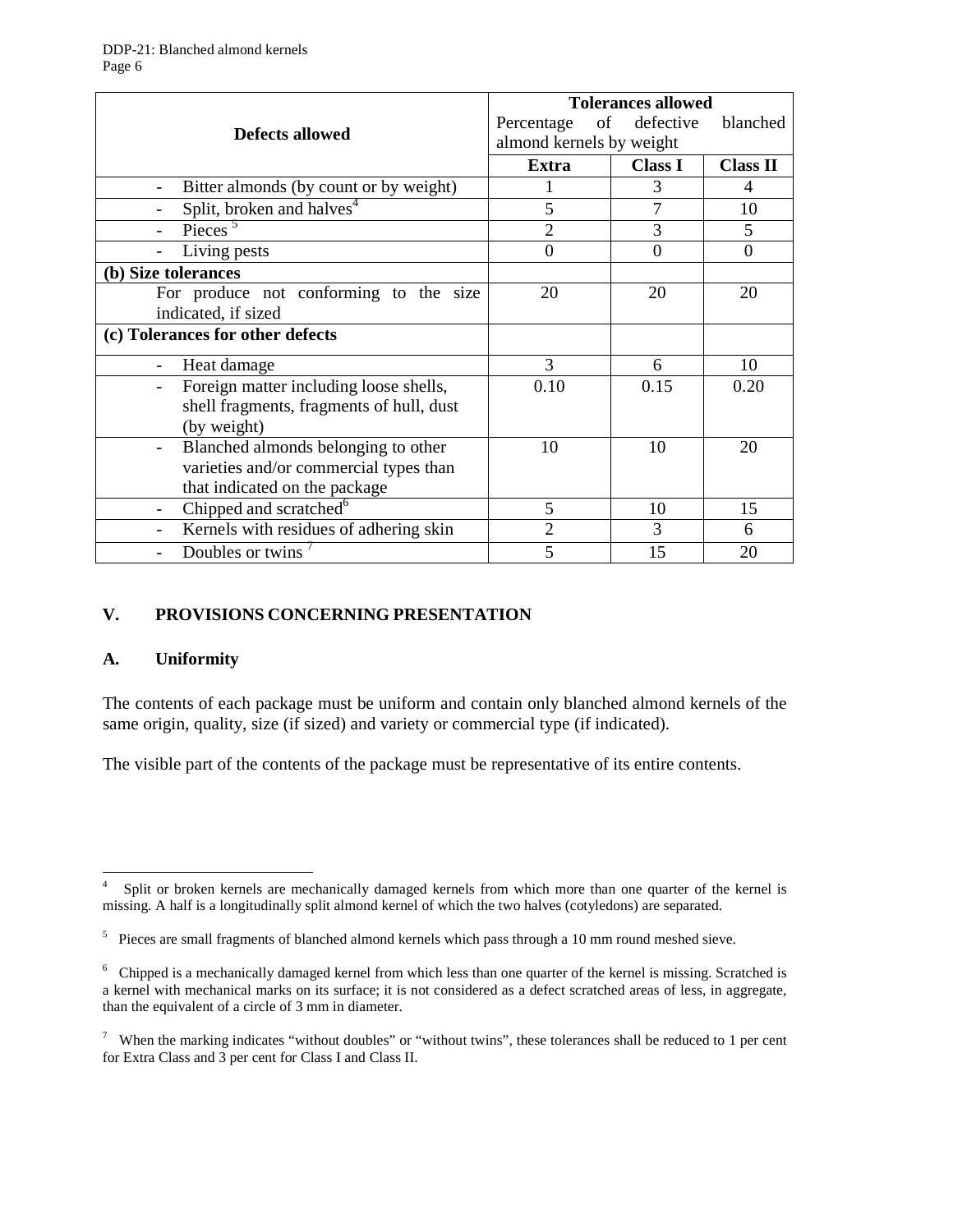| Defects allowed | Tolerances allowed<br>Percentage of defective blanched almond kernels by weight | | |
|---|---|---|---|
| | Extra | Class I | Class II |
| - Bitter almonds (by count or by weight) | 1 | 3 | 4 |
| - Split, broken and halves[4] | 5 | 7 | 10 |
| - Pieces [5] | 2 | 3 | 5 |
| - Living pests | 0 | 0 | 0 |
| **(b) Size tolerances** | | | |
| For produce not conforming to the size indicated, if sized | 20 | 20 | 20 |
| **(c) Tolerances for other defects** | | | |
| - Heat damage | 3 | 6 | 10 |
| - Foreign matter including loose shells, shell fragments, fragments of hull, dust (by weight) | 0.10 | 0.15 | 0.20 |
| - Blanched almonds belonging to other varieties and/or commercial types than that indicated on the package | 10 | 10 | 20 |
| - Chipped and scratched[6] | 5 | 10 | 15 |
| - Kernels with residues of adhering skin | 2 | 3 | 6 |
| - Doubles or twins [7] | 5 | 15 | 20 |

## V. PROVISIONS CONCERNING PRESENTATION

### A. Uniformity

The contents of each package must be uniform and contain only blanched almond kernels of the same origin, quality, size (if sized) and variety or commercial type (if indicated).

The visible part of the contents of the package must be representative of its entire contents.

---

[4] Split or broken kernels are mechanically damaged kernels from which more than one quarter of the kernel is missing. A half is a longitudinally split almond kernel of which the two halves (cotyledons) are separated.

[5] Pieces are small fragments of blanched almond kernels which pass through a 10 mm round meshed sieve.

[6] Chipped is a mechanically damaged kernel from which less than one quarter of the kernel is missing. Scratched is a kernel with mechanical marks on its surface; it is not considered as a defect scratched areas of less, in aggregate, than the equivalent of a circle of 3 mm in diameter.

[7] When the marking indicates "without doubles" or "without twins", these tolerances shall be reduced to 1 per cent for Extra Class and 3 per cent for Class I and Class II.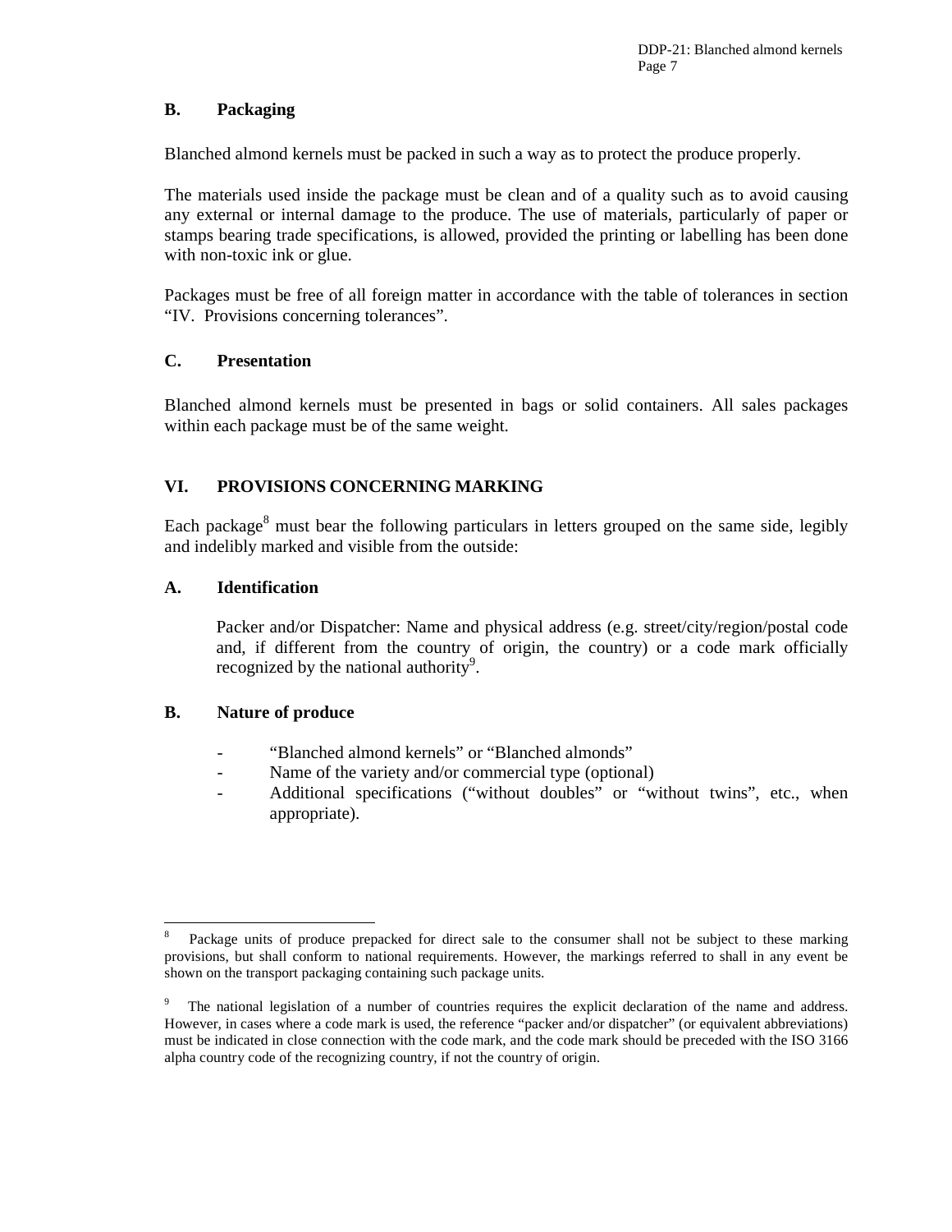### B. Packaging

Blanched almond kernels must be packed in such a way as to protect the produce properly.

The materials used inside the package must be clean and of a quality such as to avoid causing any external or internal damage to the produce. The use of materials, particularly of paper or stamps bearing trade specifications, is allowed, provided the printing or labelling has been done with non-toxic ink or glue.

Packages must be free of all foreign matter in accordance with the table of tolerances in section "IV. Provisions concerning tolerances".

### C. Presentation

Blanched almond kernels must be presented in bags or solid containers. All sales packages within each package must be of the same weight.

## VI. PROVISIONS CONCERNING MARKING

Each package[8] must bear the following particulars in letters grouped on the same side, legibly and indelibly marked and visible from the outside:

### A. Identification

Packer and/or Dispatcher: Name and physical address (e.g. street/city/region/postal code and, if different from the country of origin, the country) or a code mark officially recognized by the national authority[9].

### B. Nature of produce

- "Blanched almond kernels" or "Blanched almonds"
- Name of the variety and/or commercial type (optional)
- Additional specifications ("without doubles" or "without twins", etc., when appropriate).

---

[8] Package units of produce prepacked for direct sale to the consumer shall not be subject to these marking provisions, but shall conform to national requirements. However, the markings referred to shall in any event be shown on the transport packaging containing such package units.

[9] The national legislation of a number of countries requires the explicit declaration of the name and address. However, in cases where a code mark is used, the reference "packer and/or dispatcher" (or equivalent abbreviations) must be indicated in close connection with the code mark, and the code mark should be preceded with the ISO 3166 alpha country code of the recognizing country, if not the country of origin.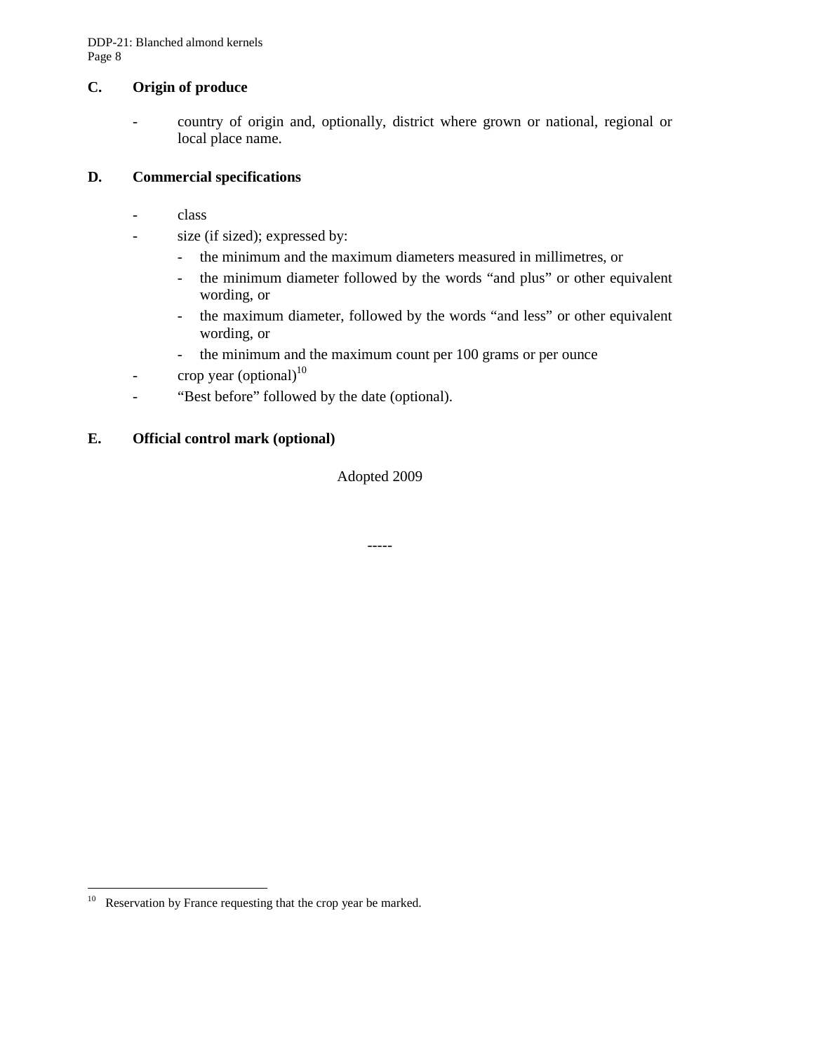## C. Origin of produce

- country of origin and, optionally, district where grown or national, regional or local place name.

## D. Commercial specifications

- class
- size (if sized); expressed by:
  - the minimum and the maximum diameters measured in millimetres, or
  - the minimum diameter followed by the words “and plus” or other equivalent wording, or
  - the maximum diameter, followed by the words “and less” or other equivalent wording, or
  - the minimum and the maximum count per 100 grams or per ounce
- crop year (optional)[10]
- “Best before” followed by the date (optional).

## E. Official control mark (optional)

Adopted 2009

-----

[10] Reservation by France requesting that the crop year be marked.